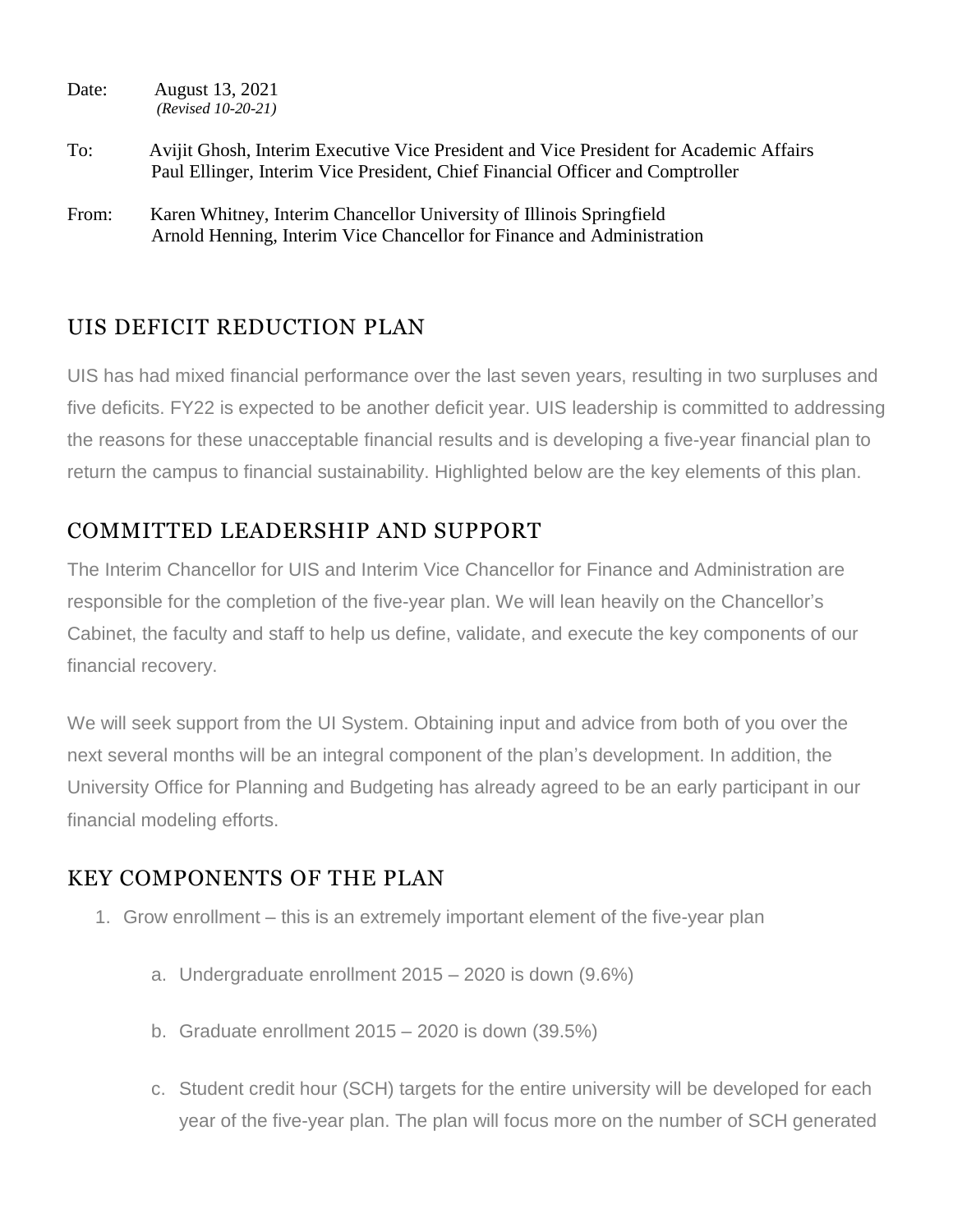Date: August 13, 2021
*(Revised 10-20-21)*

To: Avijit Ghosh, Interim Executive Vice President and Vice President for Academic Affairs
Paul Ellinger, Interim Vice President, Chief Financial Officer and Comptroller

From: Karen Whitney, Interim Chancellor University of Illinois Springfield
Arnold Henning, Interim Vice Chancellor for Finance and Administration

## UIS DEFICIT REDUCTION PLAN

UIS has had mixed financial performance over the last seven years, resulting in two surpluses and five deficits. FY22 is expected to be another deficit year. UIS leadership is committed to addressing the reasons for these unacceptable financial results and is developing a five-year financial plan to return the campus to financial sustainability. Highlighted below are the key elements of this plan.

## COMMITTED LEADERSHIP AND SUPPORT

The Interim Chancellor for UIS and Interim Vice Chancellor for Finance and Administration are responsible for the completion of the five-year plan. We will lean heavily on the Chancellor's Cabinet, the faculty and staff to help us define, validate, and execute the key components of our financial recovery.

We will seek support from the UI System. Obtaining input and advice from both of you over the next several months will be an integral component of the plan's development. In addition, the University Office for Planning and Budgeting has already agreed to be an early participant in our financial modeling efforts.

## KEY COMPONENTS OF THE PLAN

1. Grow enrollment – this is an extremely important element of the five-year plan
   a. Undergraduate enrollment 2015 – 2020 is down (9.6%)
   b. Graduate enrollment 2015 – 2020 is down (39.5%)
   c. Student credit hour (SCH) targets for the entire university will be developed for each year of the five-year plan. The plan will focus more on the number of SCH generated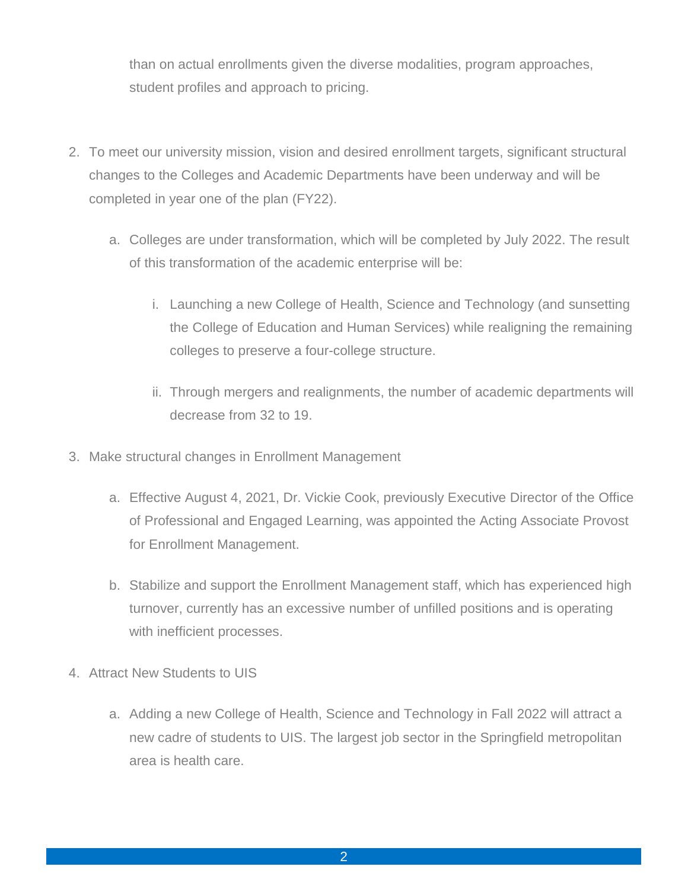than on actual enrollments given the diverse modalities, program approaches, student profiles and approach to pricing.

2. To meet our university mission, vision and desired enrollment targets, significant structural changes to the Colleges and Academic Departments have been underway and will be completed in year one of the plan (FY22).

    a. Colleges are under transformation, which will be completed by July 2022. The result of this transformation of the academic enterprise will be:

        i. Launching a new College of Health, Science and Technology (and sunsetting the College of Education and Human Services) while realigning the remaining colleges to preserve a four-college structure.

        ii. Through mergers and realignments, the number of academic departments will decrease from 32 to 19.

3. Make structural changes in Enrollment Management

    a. Effective August 4, 2021, Dr. Vickie Cook, previously Executive Director of the Office of Professional and Engaged Learning, was appointed the Acting Associate Provost for Enrollment Management.

    b. Stabilize and support the Enrollment Management staff, which has experienced high turnover, currently has an excessive number of unfilled positions and is operating with inefficient processes.

4. Attract New Students to UIS

    a. Adding a new College of Health, Science and Technology in Fall 2022 will attract a new cadre of students to UIS. The largest job sector in the Springfield metropolitan area is health care.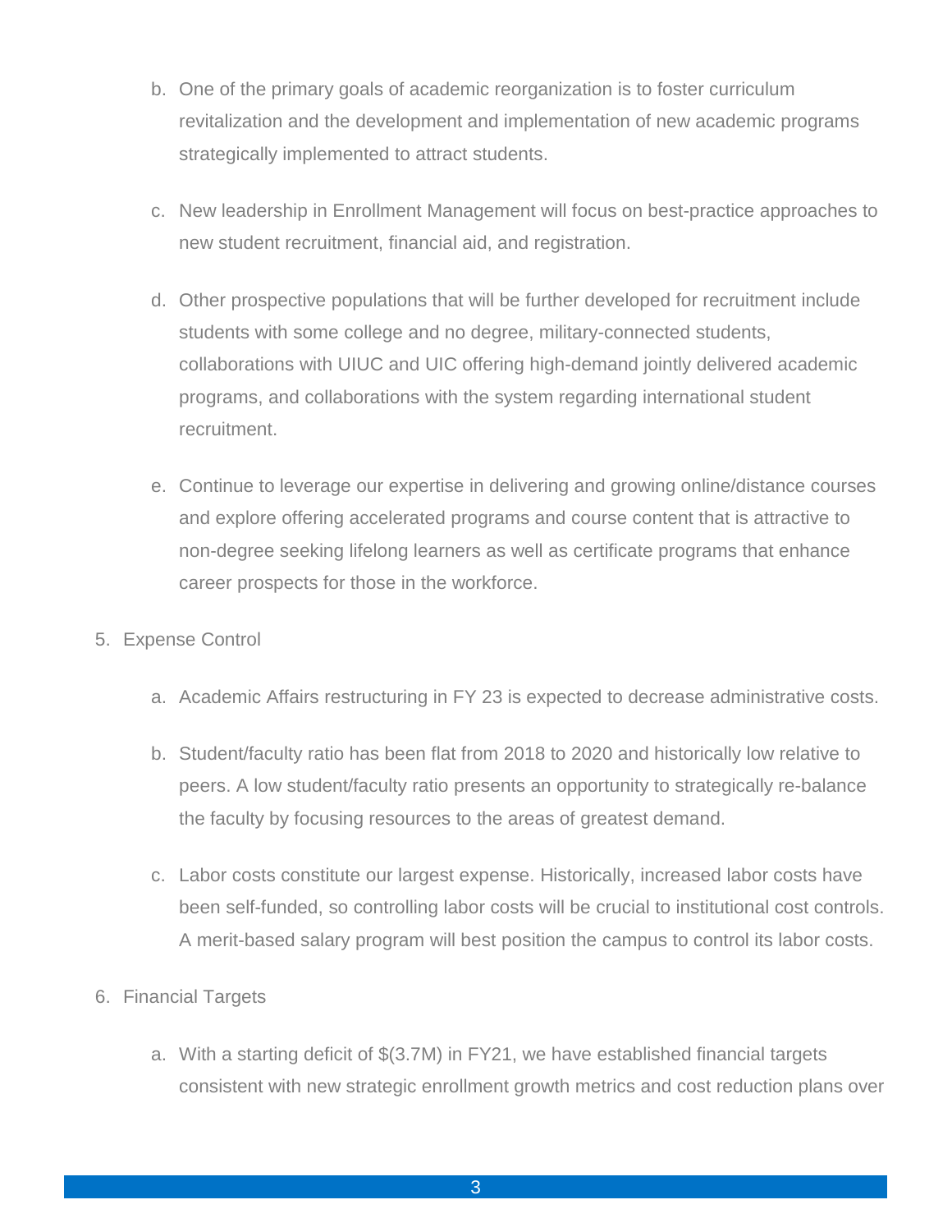b. One of the primary goals of academic reorganization is to foster curriculum revitalization and the development and implementation of new academic programs strategically implemented to attract students.

   c. New leadership in Enrollment Management will focus on best-practice approaches to new student recruitment, financial aid, and registration.

   d. Other prospective populations that will be further developed for recruitment include students with some college and no degree, military-connected students, collaborations with UIUC and UIC offering high-demand jointly delivered academic programs, and collaborations with the system regarding international student recruitment.

   e. Continue to leverage our expertise in delivering and growing online/distance courses and explore offering accelerated programs and course content that is attractive to non-degree seeking lifelong learners as well as certificate programs that enhance career prospects for those in the workforce.

5. Expense Control

   a. Academic Affairs restructuring in FY 23 is expected to decrease administrative costs.

   b. Student/faculty ratio has been flat from 2018 to 2020 and historically low relative to peers. A low student/faculty ratio presents an opportunity to strategically re-balance the faculty by focusing resources to the areas of greatest demand.

   c. Labor costs constitute our largest expense. Historically, increased labor costs have been self-funded, so controlling labor costs will be crucial to institutional cost controls. A merit-based salary program will best position the campus to control its labor costs.

6. Financial Targets

   a. With a starting deficit of $(3.7M) in FY21, we have established financial targets consistent with new strategic enrollment growth metrics and cost reduction plans over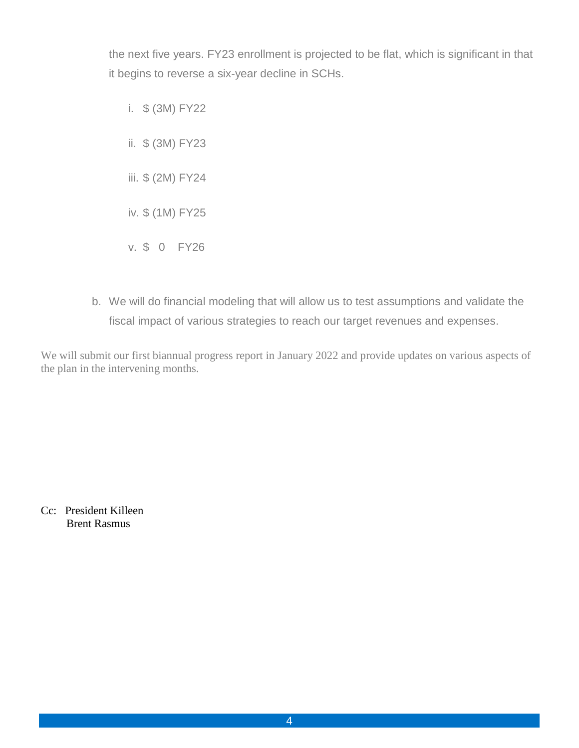the next five years. FY23 enrollment is projected to be flat, which is significant in that it begins to reverse a six-year decline in SCHs.

i. $ (3M) FY22

ii. $ (3M) FY23

iii. $ (2M) FY24

iv. $ (1M) FY25

v. $ 0 FY26

b. We will do financial modeling that will allow us to test assumptions and validate the fiscal impact of various strategies to reach our target revenues and expenses.

We will submit our first biannual progress report in January 2022 and provide updates on various aspects of the plan in the intervening months.

Cc: President Killeen
Brent Rasmus